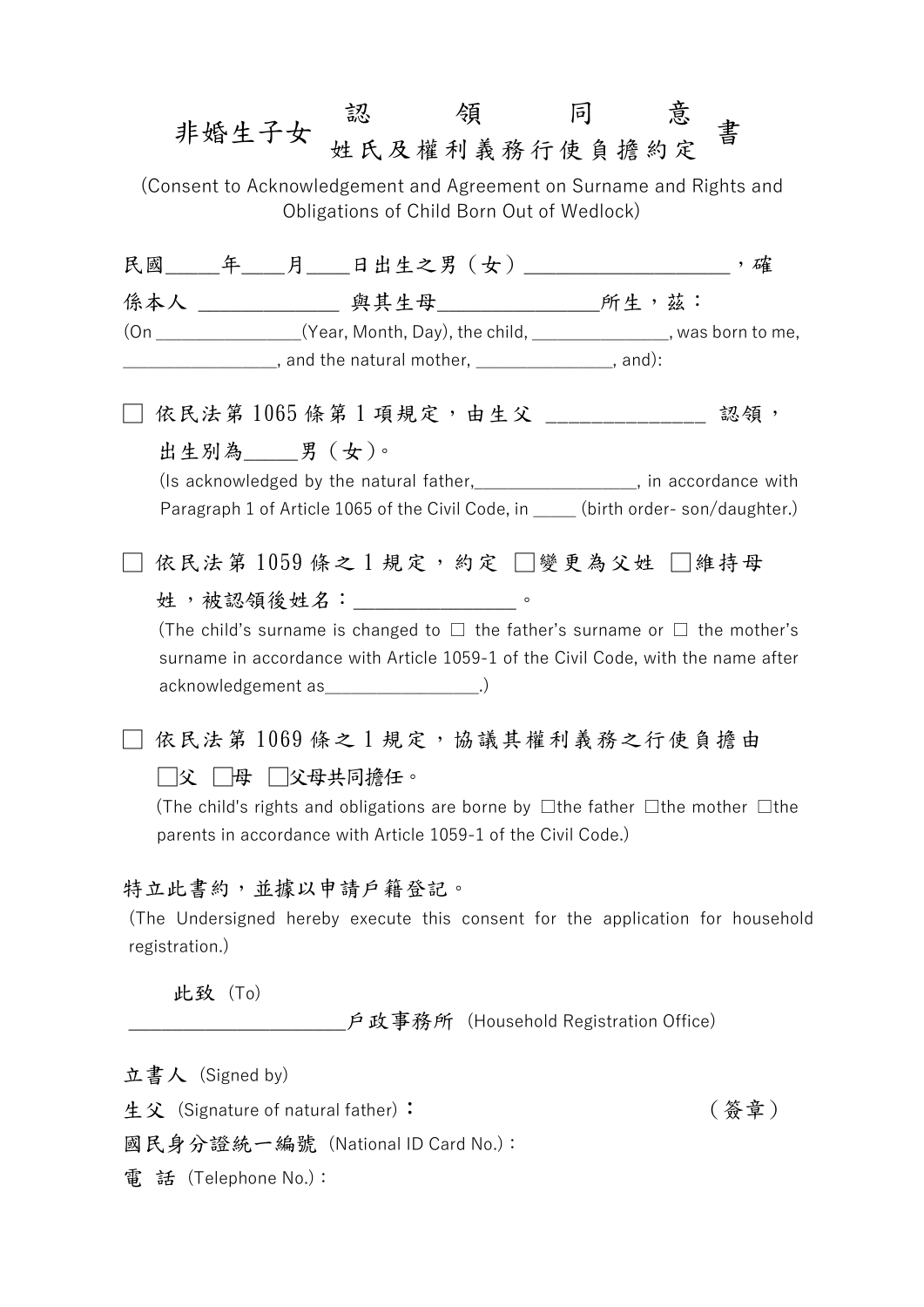# 非婚生子女 認領同意書 姓氏及權利義務行使負擔約定書

(Consent to Acknowledgement and Agreement on Surname and Rights and Obligations of Child Born Out of Wedlock)

民國_____年____月____日出生之男（女）____________________，確係本人 ______________ 與其生母________________所生，茲：

(On ________________(Year, Month, Day), the child, _______________, was born to me, _________________, and the natural mother, _______________, and):

☐ 依民法第 1065 條第 1 項規定，由生父 _______________ 認領，出生別為_____男（女）。

(Is acknowledged by the natural father,__________________, in accordance with Paragraph 1 of Article 1065 of the Civil Code, in _____ (birth order- son/daughter.)

☐ 依民法第 1059 條之 1 規定，約定 ☐變更為父姓 ☐維持母姓，被認領後姓名：________________ 。

(The child's surname is changed to ☐ the father's surname or ☐ the mother's surname in accordance with Article 1059-1 of the Civil Code, with the name after acknowledgement as_________________.)

☐ 依民法第 1069 條之 1 規定，協議其權利義務之行使負擔由 ☐父 ☐母 ☐父母共同擔任。

(The child's rights and obligations are borne by ☐the father ☐the mother ☐the parents in accordance with Article 1059-1 of the Civil Code.)

特立此書約，並據以申請戶籍登記。

(The Undersigned hereby execute this consent for the application for household registration.)

此致 (To)

______________________戶政事務所 (Household Registration Office)

立書人 (Signed by)

生父 (Signature of natural father)： （簽章）

國民身分證統一編號 (National ID Card No.)：

電 話 (Telephone No.)：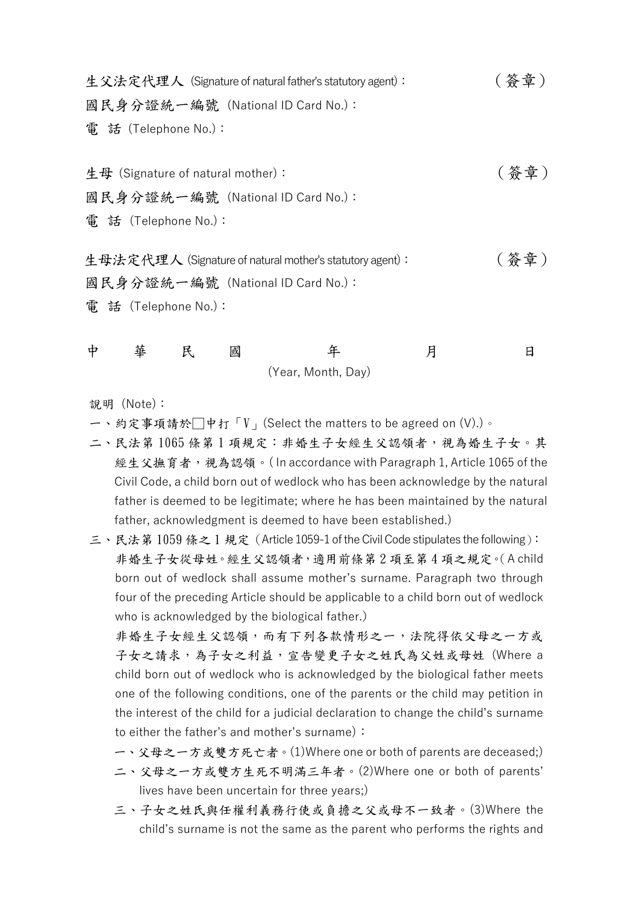生父法定代理人 (Signature of natural father's statutory agent)：　　　　　　　　（簽章）

國民身分證統一編號 (National ID Card No.)：

電　話 (Telephone No.)：

生母 (Signature of natural mother)：　　　　　　　　（簽章）

國民身分證統一編號 (National ID Card No.)：

電　話 (Telephone No.)：

生母法定代理人 (Signature of natural mother's statutory agent)：　　　　　　　　（簽章）

國民身分證統一編號 (National ID Card No.)：

電　話 (Telephone No.)：

中　華　民　國　　　年　　　月　　　日

(Year, Month, Day)

說明 (Note)：

一、約定事項請於□中打「V」(Select the matters to be agreed on (V).)。

二、民法第 1065 條第 1 項規定：非婚生子女經生父認領者，視為婚生子女。其經生父撫育者，視為認領。( In accordance with Paragraph 1, Article 1065 of the Civil Code, a child born out of wedlock who has been acknowledge by the natural father is deemed to be legitimate; where he has been maintained by the natural father, acknowledgment is deemed to have been established.)

三、民法第 1059 條之 1 規定（Article 1059-1 of the Civil Code stipulates the following）：

非婚生子女從母姓。經生父認領者，適用前條第 2 項至第 4 項之規定。( A child born out of wedlock shall assume mother's surname. Paragraph two through four of the preceding Article should be applicable to a child born out of wedlock who is acknowledged by the biological father.)

非婚生子女經生父認領，而有下列各款情形之一，法院得依父母之一方或子女之請求，為子女之利益，宣告變更子女之姓氏為父姓或母姓 (Where a child born out of wedlock who is acknowledged by the biological father meets one of the following conditions, one of the parents or the child may petition in the interest of the child for a judicial declaration to change the child's surname to either the father's and mother's surname)：

一、父母之一方或雙方死亡者。(1)Where one or both of parents are deceased;)

二、父母之一方或雙方生死不明滿三年者。(2)Where one or both of parents' lives have been uncertain for three years;)

三、子女之姓氏與任權利義務行使或負擔之父或母不一致者。(3)Where the child's surname is not the same as the parent who performs the rights and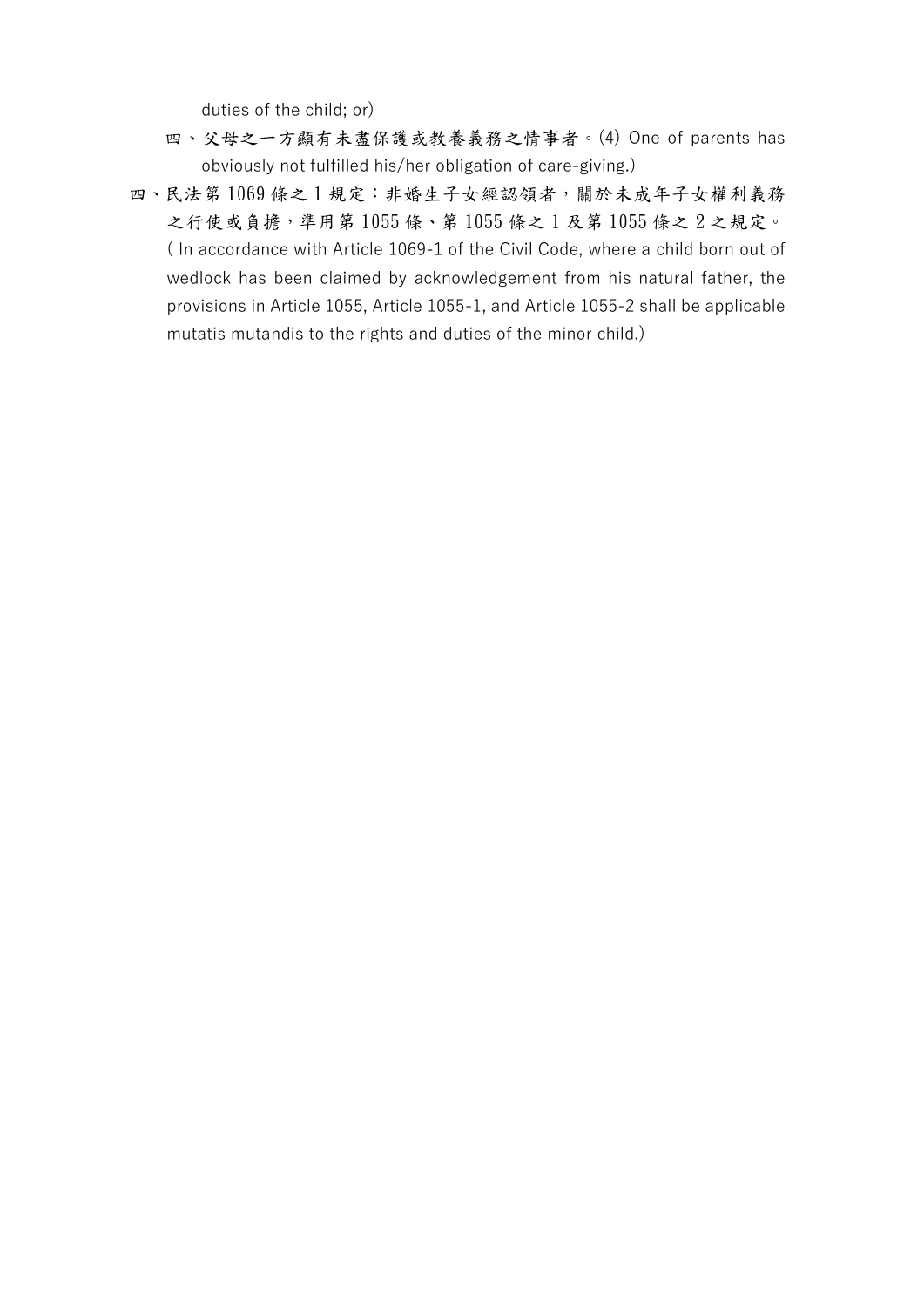duties of the child; or)

四、父母之一方顯有未盡保護或教養義務之情事者。(4) One of parents has obviously not fulfilled his/her obligation of care-giving.)

四、民法第 1069 條之 1 規定：非婚生子女經認領者，關於未成年子女權利義務之行使或負擔，準用第 1055 條、第 1055 條之 1 及第 1055 條之 2 之規定。( In accordance with Article 1069-1 of the Civil Code, where a child born out of wedlock has been claimed by acknowledgement from his natural father, the provisions in Article 1055, Article 1055-1, and Article 1055-2 shall be applicable mutatis mutandis to the rights and duties of the minor child.)